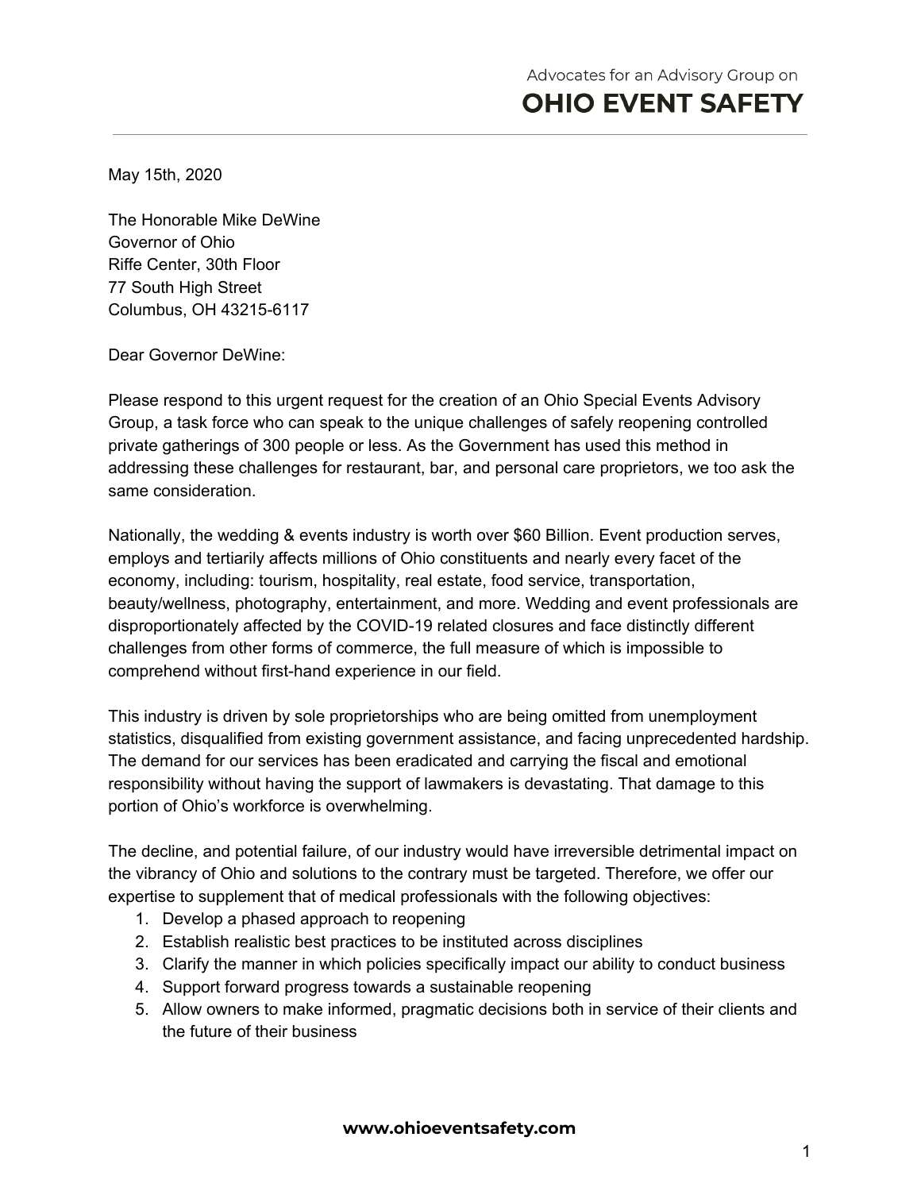Advocates for an Advisory Group on

# OHIO EVENT SAFETY

May 15th, 2020

The Honorable Mike DeWine
Governor of Ohio
Riffe Center, 30th Floor
77 South High Street
Columbus, OH 43215-6117

Dear Governor DeWine:

Please respond to this urgent request for the creation of an Ohio Special Events Advisory Group, a task force who can speak to the unique challenges of safely reopening controlled private gatherings of 300 people or less. As the Government has used this method in addressing these challenges for restaurant, bar, and personal care proprietors, we too ask the same consideration.

Nationally, the wedding & events industry is worth over $60 Billion. Event production serves, employs and tertiarily affects millions of Ohio constituents and nearly every facet of the economy, including: tourism, hospitality, real estate, food service, transportation, beauty/wellness, photography, entertainment, and more. Wedding and event professionals are disproportionately affected by the COVID-19 related closures and face distinctly different challenges from other forms of commerce, the full measure of which is impossible to comprehend without first-hand experience in our field.

This industry is driven by sole proprietorships who are being omitted from unemployment statistics, disqualified from existing government assistance, and facing unprecedented hardship. The demand for our services has been eradicated and carrying the fiscal and emotional responsibility without having the support of lawmakers is devastating. That damage to this portion of Ohio's workforce is overwhelming.

The decline, and potential failure, of our industry would have irreversible detrimental impact on the vibrancy of Ohio and solutions to the contrary must be targeted. Therefore, we offer our expertise to supplement that of medical professionals with the following objectives:

1. Develop a phased approach to reopening
2. Establish realistic best practices to be instituted across disciplines
3. Clarify the manner in which policies specifically impact our ability to conduct business
4. Support forward progress towards a sustainable reopening
5. Allow owners to make informed, pragmatic decisions both in service of their clients and the future of their business

**www.ohioeventsafety.com**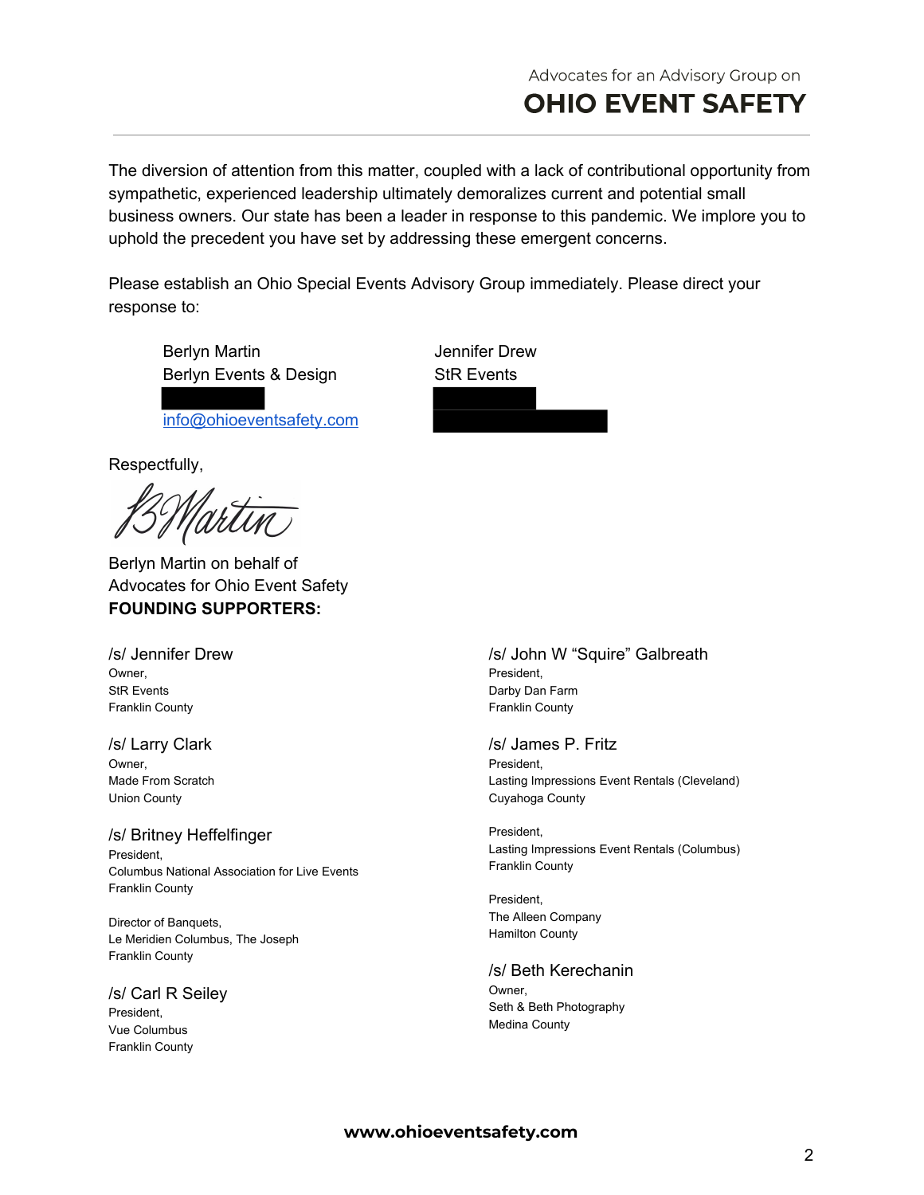The diversion of attention from this matter, coupled with a lack of contributional opportunity from sympathetic, experienced leadership ultimately demoralizes current and potential small business owners. Our state has been a leader in response to this pandemic. We implore you to uphold the precedent you have set by addressing these emergent concerns.

Please establish an Ohio Special Events Advisory Group immediately. Please direct your response to:

Berlyn Martin
Berlyn Events & Design
info@ohioeventsafety.com

Jennifer Drew
StR Events

Respectfully,

Berlyn Martin on behalf of
Advocates for Ohio Event Safety

**FOUNDING SUPPORTERS:**

/s/ Jennifer Drew
Owner,
StR Events
Franklin County

/s/ Larry Clark
Owner,
Made From Scratch
Union County

/s/ Britney Heffelfinger
President,
Columbus National Association for Live Events
Franklin County

Director of Banquets,
Le Meridien Columbus, The Joseph
Franklin County

/s/ Carl R Seiley
President,
Vue Columbus
Franklin County

/s/ John W "Squire" Galbreath
President,
Darby Dan Farm
Franklin County

/s/ James P. Fritz
President,
Lasting Impressions Event Rentals (Cleveland)
Cuyahoga County

President,
Lasting Impressions Event Rentals (Columbus)
Franklin County

President,
The Alleen Company
Hamilton County

/s/ Beth Kerechanin
Owner,
Seth & Beth Photography
Medina County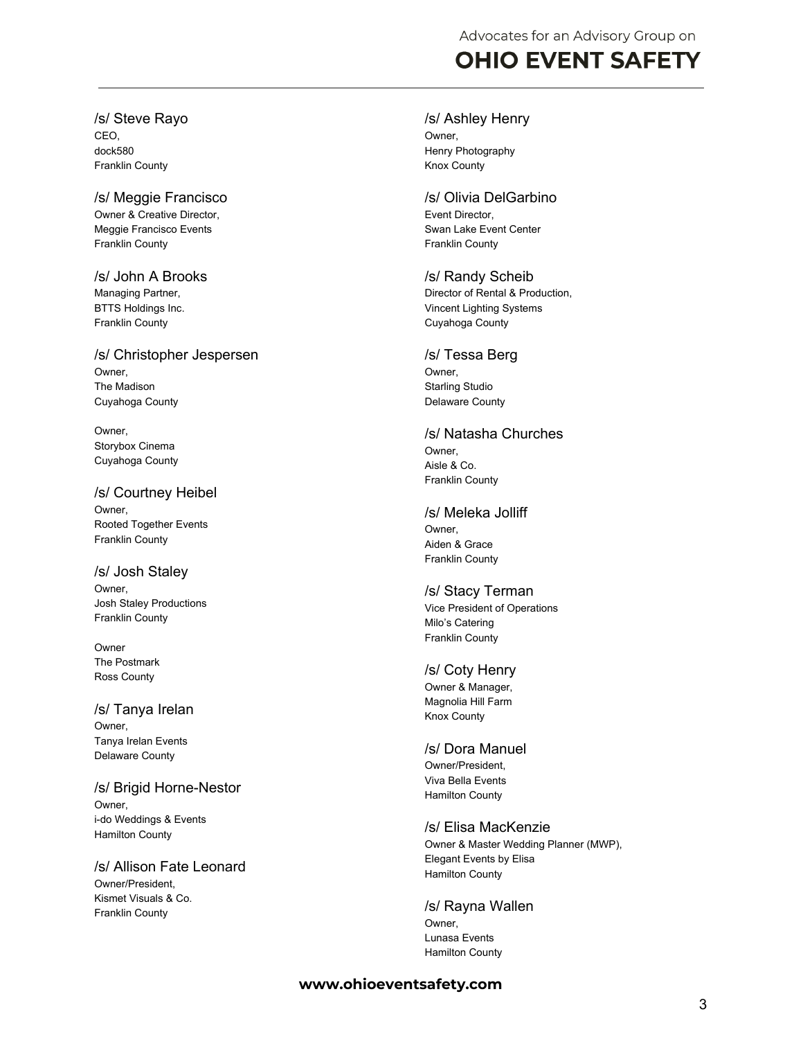/s/ Steve Rayo
CEO,
dock580
Franklin County

/s/ Meggie Francisco
Owner & Creative Director,
Meggie Francisco Events
Franklin County

/s/ John A Brooks
Managing Partner,
BTTS Holdings Inc.
Franklin County

/s/ Christopher Jespersen
Owner,
The Madison
Cuyahoga County

Owner,
Storybox Cinema
Cuyahoga County

/s/ Courtney Heibel
Owner,
Rooted Together Events
Franklin County

/s/ Josh Staley
Owner,
Josh Staley Productions
Franklin County

Owner
The Postmark
Ross County

/s/ Tanya Irelan
Owner,
Tanya Irelan Events
Delaware County

/s/ Brigid Horne-Nestor
Owner,
i-do Weddings & Events
Hamilton County

/s/ Allison Fate Leonard
Owner/President,
Kismet Visuals & Co.
Franklin County

/s/ Ashley Henry
Owner,
Henry Photography
Knox County

/s/ Olivia DelGarbino
Event Director,
Swan Lake Event Center
Franklin County

/s/ Randy Scheib
Director of Rental & Production,
Vincent Lighting Systems
Cuyahoga County

/s/ Tessa Berg
Owner,
Starling Studio
Delaware County

/s/ Natasha Churches
Owner,
Aisle & Co.
Franklin County

/s/ Meleka Jolliff
Owner,
Aiden & Grace
Franklin County

/s/ Stacy Terman
Vice President of Operations
Milo's Catering
Franklin County

/s/ Coty Henry
Owner & Manager,
Magnolia Hill Farm
Knox County

/s/ Dora Manuel
Owner/President,
Viva Bella Events
Hamilton County

/s/ Elisa MacKenzie
Owner & Master Wedding Planner (MWP),
Elegant Events by Elisa
Hamilton County

/s/ Rayna Wallen
Owner,
Lunasa Events
Hamilton County